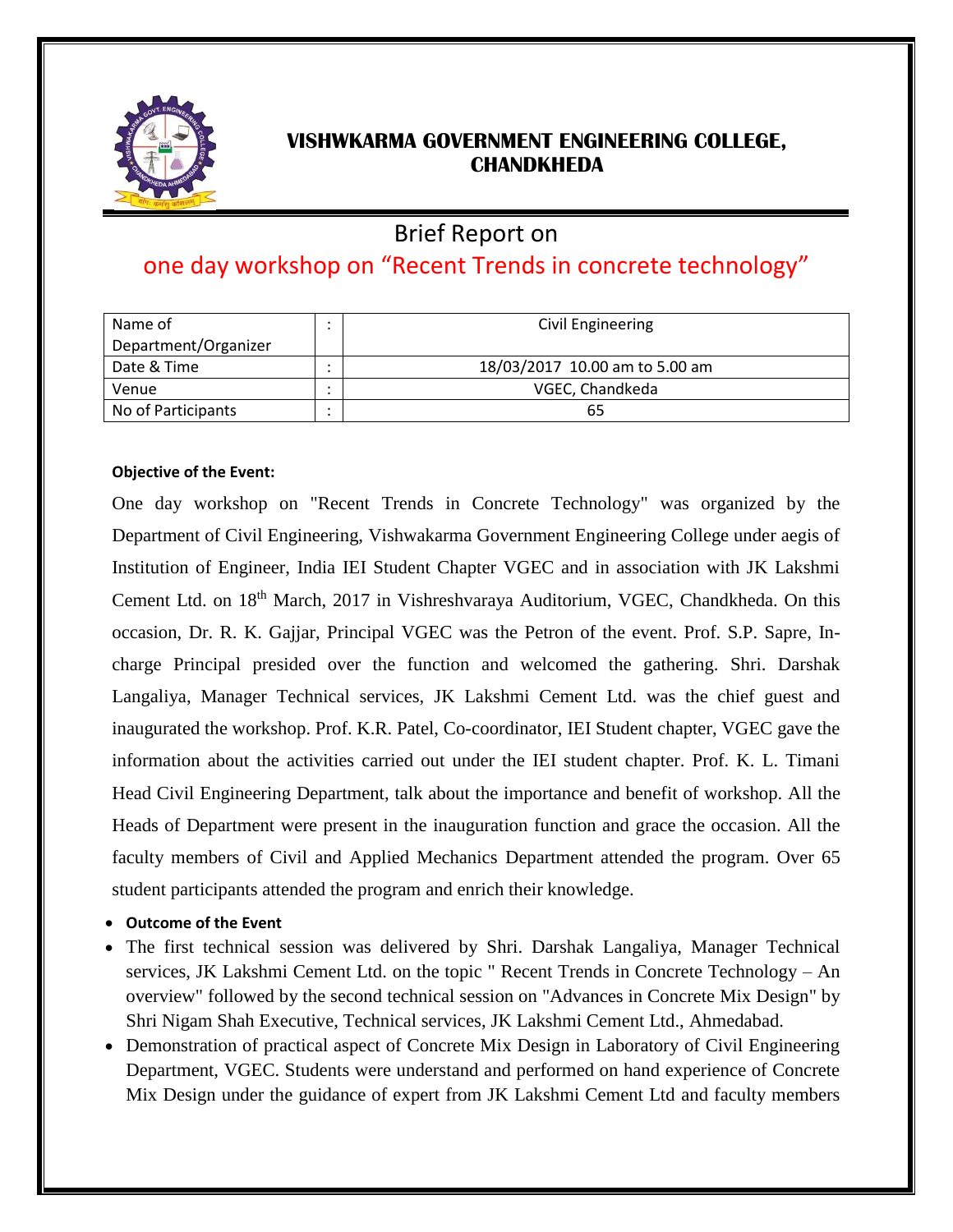# VISHWKARMA GOVERNMENT ENGINEERING COLLEGE, CHANDKHEDA

## Brief Report on

## one day workshop on "Recent Trends in concrete technology"

| | | |
|---|---|---|
| Name of Department/Organizer | : | Civil Engineering |
| Date & Time | : | 18/03/2017 10.00 am to 5.00 am |
| Venue | : | VGEC, Chandkeda |
| No of Participants | : | 65 |

**Objective of the Event:**

One day workshop on "Recent Trends in Concrete Technology" was organized by the Department of Civil Engineering, Vishwakarma Government Engineering College under aegis of Institution of Engineer, India IEI Student Chapter VGEC and in association with JK Lakshmi Cement Ltd. on 18th March, 2017 in Vishreshvaraya Auditorium, VGEC, Chandkheda. On this occasion, Dr. R. K. Gajjar, Principal VGEC was the Petron of the event. Prof. S.P. Sapre, In-charge Principal presided over the function and welcomed the gathering. Shri. Darshak Langaliya, Manager Technical services, JK Lakshmi Cement Ltd. was the chief guest and inaugurated the workshop. Prof. K.R. Patel, Co-coordinator, IEI Student chapter, VGEC gave the information about the activities carried out under the IEI student chapter. Prof. K. L. Timani Head Civil Engineering Department, talk about the importance and benefit of workshop. All the Heads of Department were present in the inauguration function and grace the occasion. All the faculty members of Civil and Applied Mechanics Department attended the program. Over 65 student participants attended the program and enrich their knowledge.

- **Outcome of the Event**
- The first technical session was delivered by Shri. Darshak Langaliya, Manager Technical services, JK Lakshmi Cement Ltd. on the topic " Recent Trends in Concrete Technology – An overview" followed by the second technical session on "Advances in Concrete Mix Design" by Shri Nigam Shah Executive, Technical services, JK Lakshmi Cement Ltd., Ahmedabad.
- Demonstration of practical aspect of Concrete Mix Design in Laboratory of Civil Engineering Department, VGEC. Students were understand and performed on hand experience of Concrete Mix Design under the guidance of expert from JK Lakshmi Cement Ltd and faculty members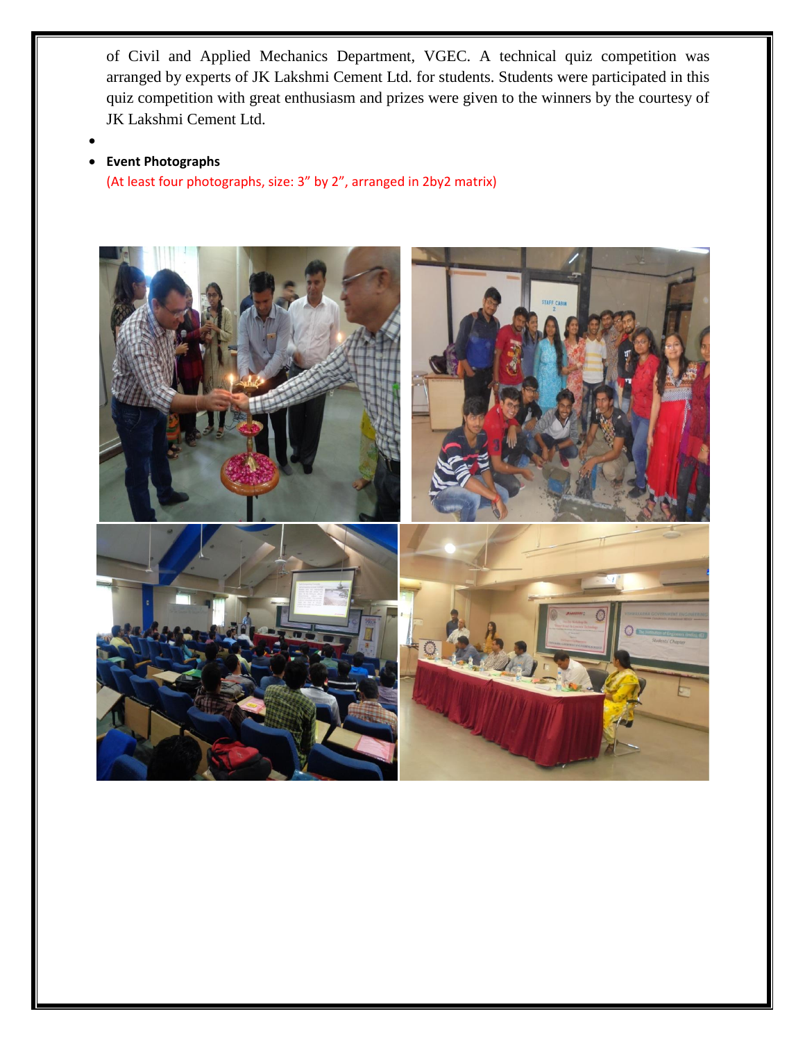of Civil and Applied Mechanics Department, VGEC. A technical quiz competition was arranged by experts of JK Lakshmi Cement Ltd. for students. Students were participated in this quiz competition with great enthusiasm and prizes were given to the winners by the courtesy of JK Lakshmi Cement Ltd.

- **Event Photographs**

  (At least four photographs, size: 3” by 2”, arranged in 2by2 matrix)